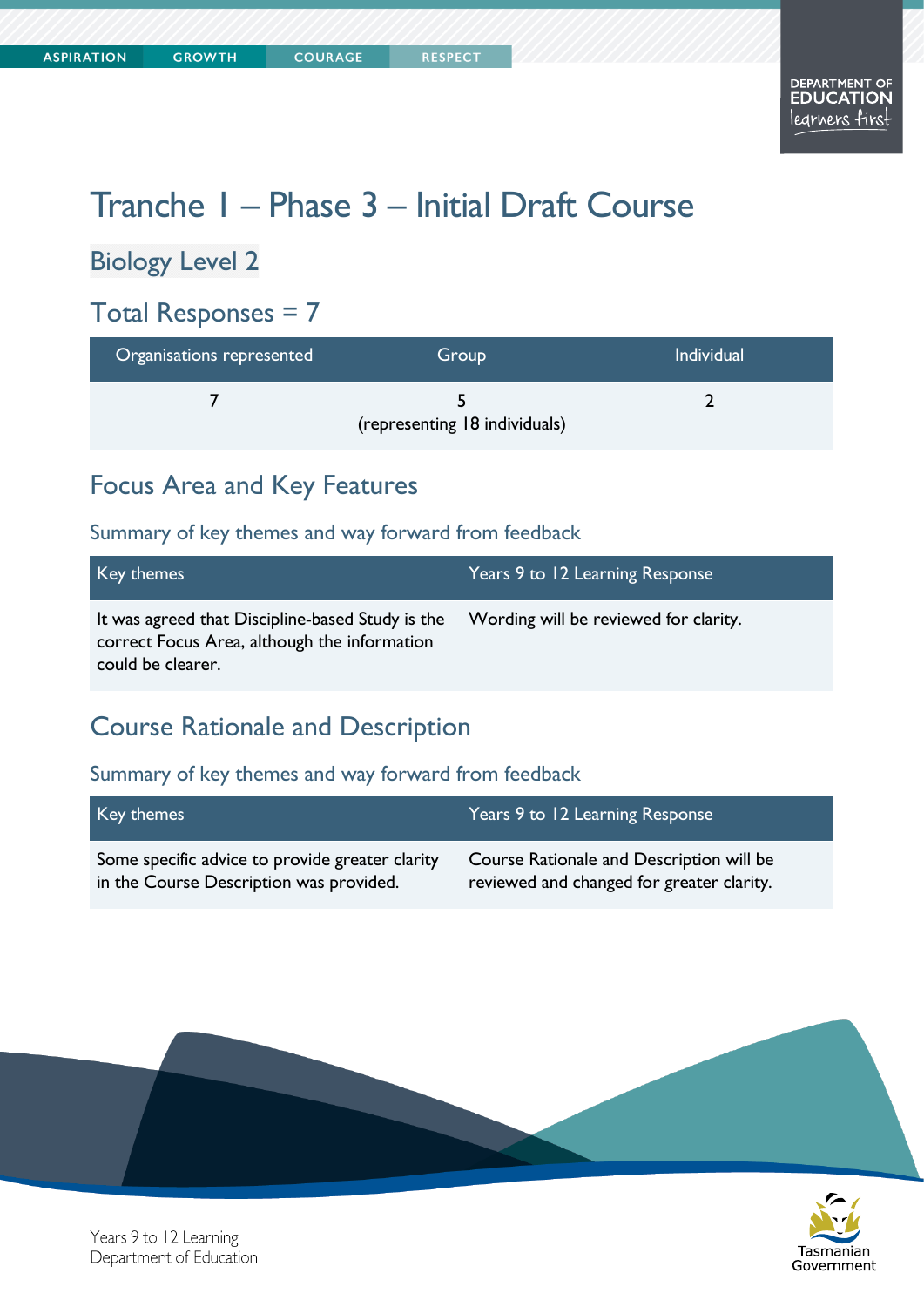# Tranche 1 – Phase 3 – Initial Draft Course

## Biology Level 2

## Total Responses = 7

| Organisations represented | Group | Individual |
|---|---|---|
| 7 | 5 (representing 18 individuals) | 2 |

## Focus Area and Key Features

### Summary of key themes and way forward from feedback

| Key themes | Years 9 to 12 Learning Response |
|---|---|
| It was agreed that Discipline-based Study is the correct Focus Area, although the information could be clearer. | Wording will be reviewed for clarity. |

## Course Rationale and Description

### Summary of key themes and way forward from feedback

| Key themes | Years 9 to 12 Learning Response |
|---|---|
| Some specific advice to provide greater clarity in the Course Description was provided. | Course Rationale and Description will be reviewed and changed for greater clarity. |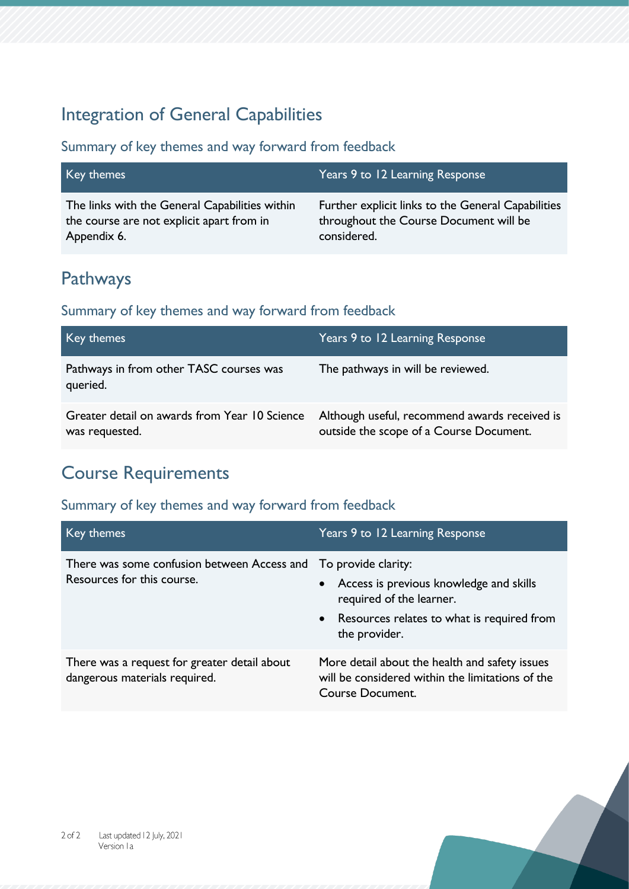## Integration of General Capabilities

### Summary of key themes and way forward from feedback

| Key themes | Years 9 to 12 Learning Response |
|---|---|
| The links with the General Capabilities within the course are not explicit apart from in Appendix 6. | Further explicit links to the General Capabilities throughout the Course Document will be considered. |

## Pathways

### Summary of key themes and way forward from feedback

| Key themes | Years 9 to 12 Learning Response |
|---|---|
| Pathways in from other TASC courses was queried. | The pathways in will be reviewed. |
| Greater detail on awards from Year 10 Science was requested. | Although useful, recommend awards received is outside the scope of a Course Document. |

## Course Requirements

### Summary of key themes and way forward from feedback

| Key themes | Years 9 to 12 Learning Response |
|---|---|
| There was some confusion between Access and Resources for this course. | To provide clarity:<br>• Access is previous knowledge and skills required of the learner.<br>• Resources relates to what is required from the provider. |
| There was a request for greater detail about dangerous materials required. | More detail about the health and safety issues will be considered within the limitations of the Course Document. |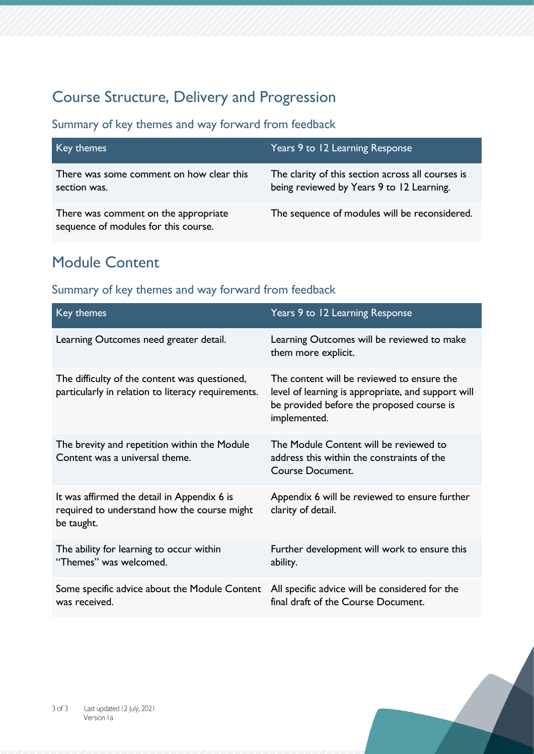## Course Structure, Delivery and Progression

### Summary of key themes and way forward from feedback

| Key themes | Years 9 to 12 Learning Response |
|---|---|
| There was some comment on how clear this section was. | The clarity of this section across all courses is being reviewed by Years 9 to 12 Learning. |
| There was comment on the appropriate sequence of modules for this course. | The sequence of modules will be reconsidered. |

## Module Content

### Summary of key themes and way forward from feedback

| Key themes | Years 9 to 12 Learning Response |
|---|---|
| Learning Outcomes need greater detail. | Learning Outcomes will be reviewed to make them more explicit. |
| The difficulty of the content was questioned, particularly in relation to literacy requirements. | The content will be reviewed to ensure the level of learning is appropriate, and support will be provided before the proposed course is implemented. |
| The brevity and repetition within the Module Content was a universal theme. | The Module Content will be reviewed to address this within the constraints of the Course Document. |
| It was affirmed the detail in Appendix 6 is required to understand how the course might be taught. | Appendix 6 will be reviewed to ensure further clarity of detail. |
| The ability for learning to occur within "Themes" was welcomed. | Further development will work to ensure this ability. |
| Some specific advice about the Module Content was received. | All specific advice will be considered for the final draft of the Course Document. |

Last updated 12 July, 2021
Version 1a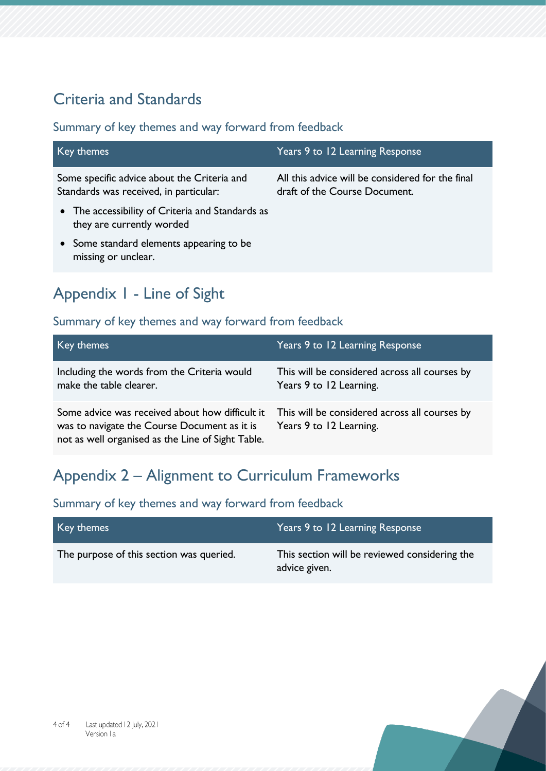## Criteria and Standards

### Summary of key themes and way forward from feedback

| Key themes | Years 9 to 12 Learning Response |
| --- | --- |
| Some specific advice about the Criteria and Standards was received, in particular:<br>• The accessibility of Criteria and Standards as they are currently worded<br>• Some standard elements appearing to be missing or unclear. | All this advice will be considered for the final draft of the Course Document. |

## Appendix 1 - Line of Sight

### Summary of key themes and way forward from feedback

| Key themes | Years 9 to 12 Learning Response |
| --- | --- |
| Including the words from the Criteria would make the table clearer. | This will be considered across all courses by Years 9 to 12 Learning. |
| Some advice was received about how difficult it was to navigate the Course Document as it is not as well organised as the Line of Sight Table. | This will be considered across all courses by Years 9 to 12 Learning. |

## Appendix 2 – Alignment to Curriculum Frameworks

### Summary of key themes and way forward from feedback

| Key themes | Years 9 to 12 Learning Response |
| --- | --- |
| The purpose of this section was queried. | This section will be reviewed considering the advice given. |

Last updated 12 July, 2021
Version 1a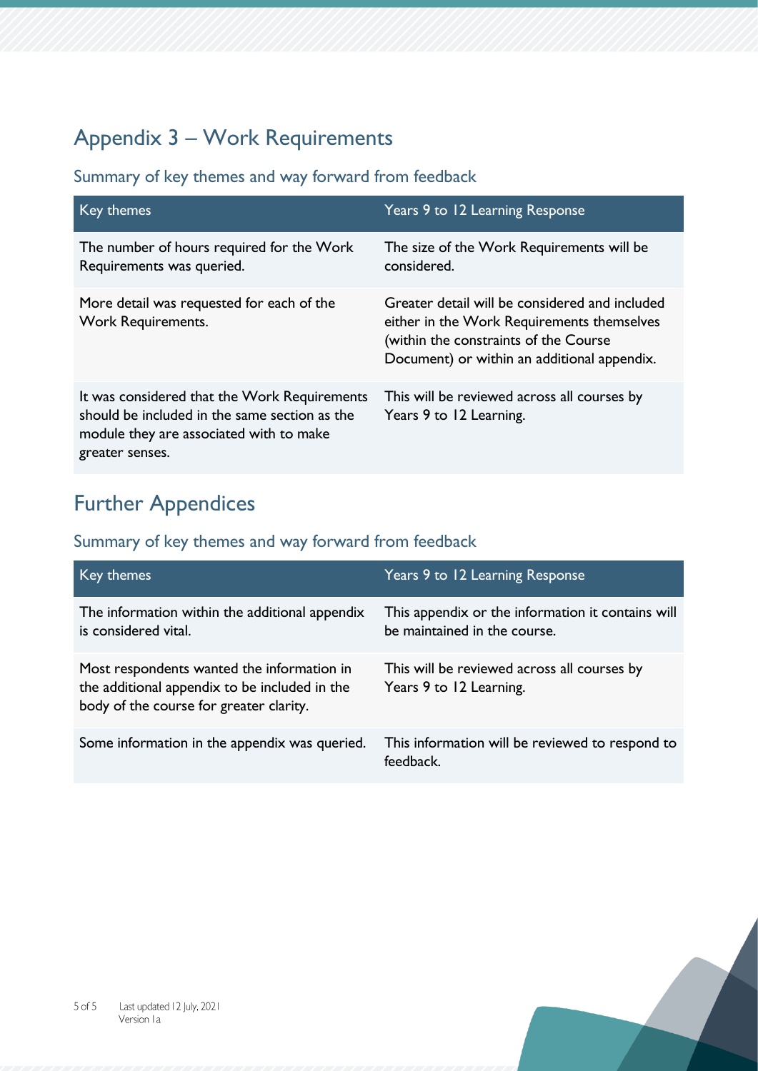## Appendix 3 – Work Requirements

### Summary of key themes and way forward from feedback

| Key themes | Years 9 to 12 Learning Response |
|---|---|
| The number of hours required for the Work Requirements was queried. | The size of the Work Requirements will be considered. |
| More detail was requested for each of the Work Requirements. | Greater detail will be considered and included either in the Work Requirements themselves (within the constraints of the Course Document) or within an additional appendix. |
| It was considered that the Work Requirements should be included in the same section as the module they are associated with to make greater senses. | This will be reviewed across all courses by Years 9 to 12 Learning. |

## Further Appendices

### Summary of key themes and way forward from feedback

| Key themes | Years 9 to 12 Learning Response |
|---|---|
| The information within the additional appendix is considered vital. | This appendix or the information it contains will be maintained in the course. |
| Most respondents wanted the information in the additional appendix to be included in the body of the course for greater clarity. | This will be reviewed across all courses by Years 9 to 12 Learning. |
| Some information in the appendix was queried. | This information will be reviewed to respond to feedback. |

Last updated 12 July, 2021
Version 1a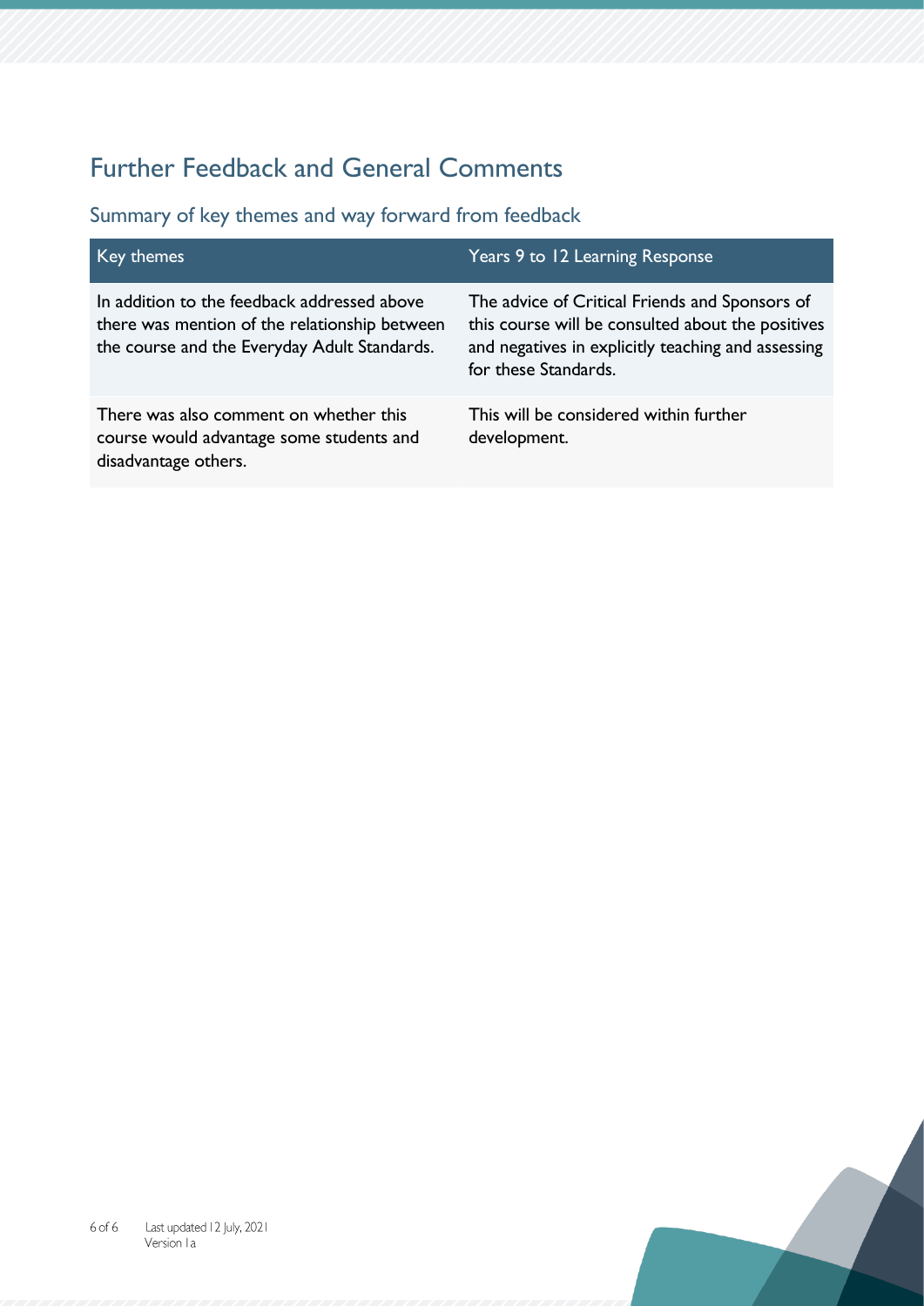## Further Feedback and General Comments

### Summary of key themes and way forward from feedback

| Key themes | Years 9 to 12 Learning Response |
|---|---|
| In addition to the feedback addressed above there was mention of the relationship between the course and the Everyday Adult Standards. | The advice of Critical Friends and Sponsors of this course will be consulted about the positives and negatives in explicitly teaching and assessing for these Standards. |
| There was also comment on whether this course would advantage some students and disadvantage others. | This will be considered within further development. |